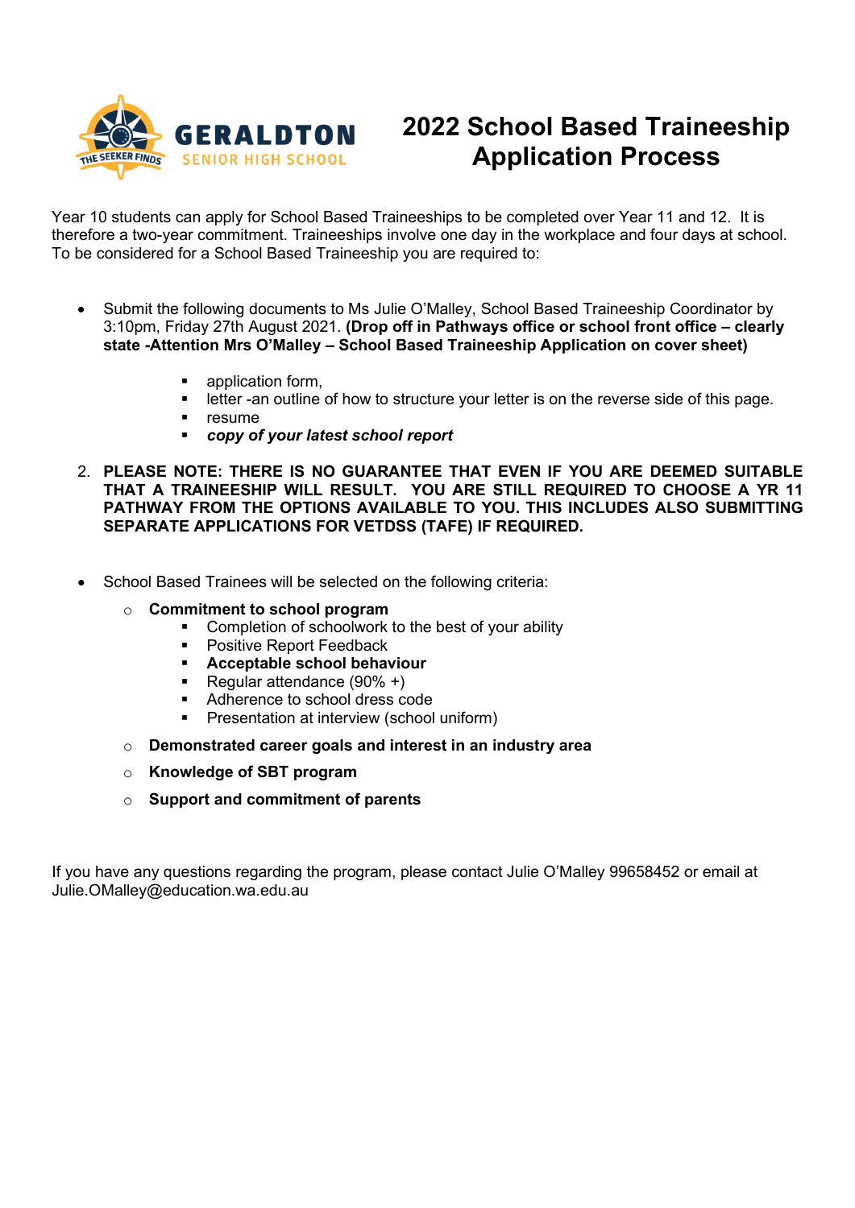GERALDTON SENIOR HIGH SCHOOL

THE SEEKER FINDS

# 2022 School Based Traineeship Application Process

Year 10 students can apply for School Based Traineeships to be completed over Year 11 and 12. It is therefore a two-year commitment. Traineeships involve one day in the workplace and four days at school. To be considered for a School Based Traineeship you are required to:

- Submit the following documents to Ms Julie O'Malley, School Based Traineeship Coordinator by 3:10pm, Friday 27th August 2021. **(Drop off in Pathways office or school front office – clearly state -Attention Mrs O'Malley – School Based Traineeship Application on cover sheet)**
    - application form,
    - letter -an outline of how to structure your letter is on the reverse side of this page.
    - resume
    - ***copy of your latest school report***

2. **PLEASE NOTE: THERE IS NO GUARANTEE THAT EVEN IF YOU ARE DEEMED SUITABLE THAT A TRAINEESHIP WILL RESULT. YOU ARE STILL REQUIRED TO CHOOSE A YR 11 PATHWAY FROM THE OPTIONS AVAILABLE TO YOU. THIS INCLUDES ALSO SUBMITTING SEPARATE APPLICATIONS FOR VETDSS (TAFE) IF REQUIRED.**

- School Based Trainees will be selected on the following criteria:
    - **Commitment to school program**
        - Completion of schoolwork to the best of your ability
        - Positive Report Feedback
        - **Acceptable school behaviour**
        - Regular attendance (90% +)
        - Adherence to school dress code
        - Presentation at interview (school uniform)
    - **Demonstrated career goals and interest in an industry area**
    - **Knowledge of SBT program**
    - **Support and commitment of parents**

If you have any questions regarding the program, please contact Julie O'Malley 99658452 or email at Julie.OMalley@education.wa.edu.au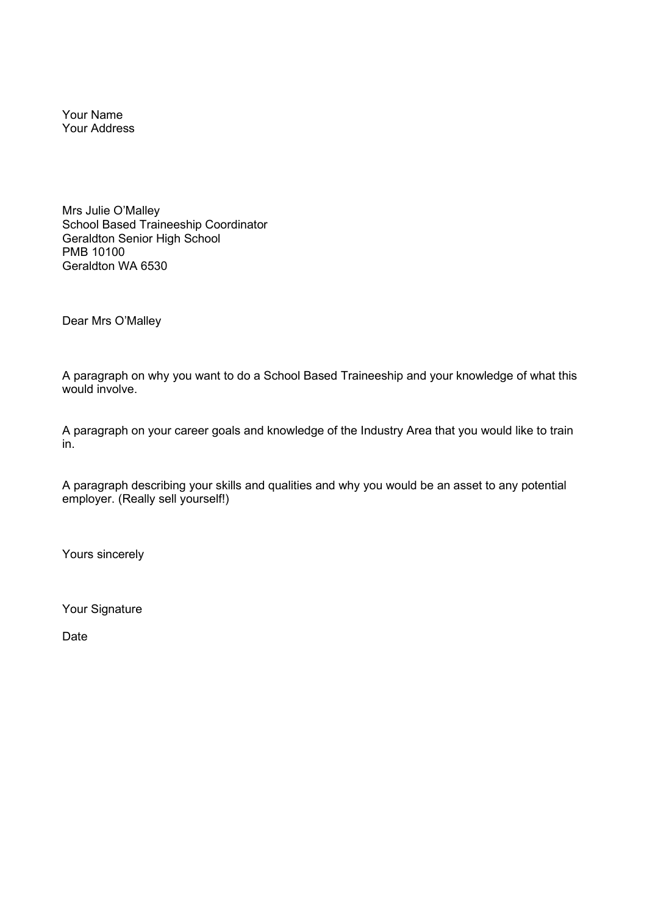Your Name
Your Address

Mrs Julie O'Malley
School Based Traineeship Coordinator
Geraldton Senior High School
PMB 10100
Geraldton WA 6530

Dear Mrs O'Malley

A paragraph on why you want to do a School Based Traineeship and your knowledge of what this would involve.

A paragraph on your career goals and knowledge of the Industry Area that you would like to train in.

A paragraph describing your skills and qualities and why you would be an asset to any potential employer. (Really sell yourself!)

Yours sincerely

Your Signature

Date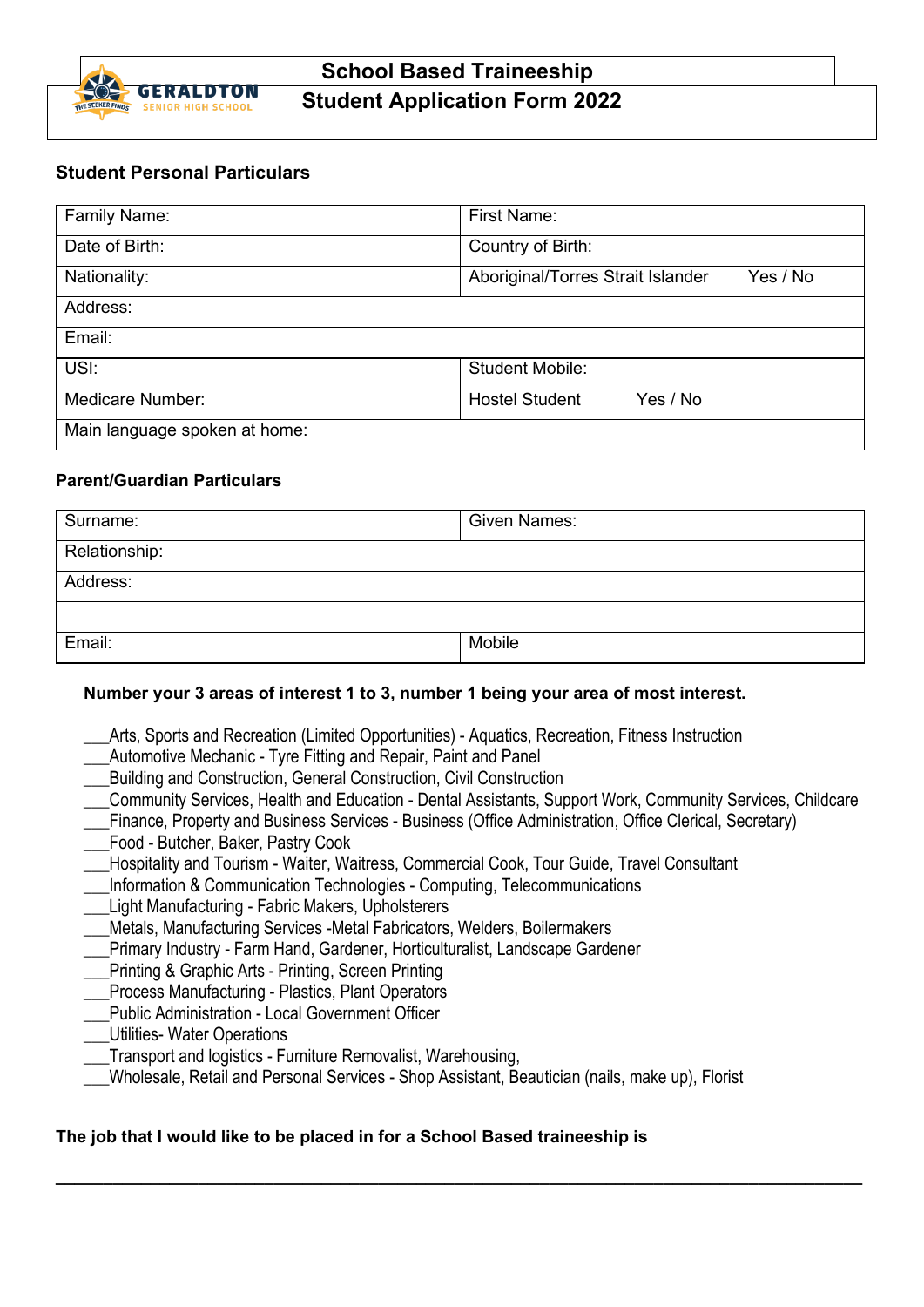GERALDTON SENIOR HIGH SCHOOL

THE SEEKER FINDS

# School Based Traineeship

# Student Application Form 2022

### Student Personal Particulars

| Family Name: | First Name: |
|---|---|
| Date of Birth: | Country of Birth: |
| Nationality: | Aboriginal/Torres Strait Islander Yes / No |
| Address: | |
| Email: | |
| USI: | Student Mobile: |
| Medicare Number: | Hostel Student Yes / No |
| Main language spoken at home: | |

### Parent/Guardian Particulars

| Surname: | Given Names: |
|---|---|
| Relationship: | |
| Address: | |
| | |
| Email: | Mobile |

**Number your 3 areas of interest 1 to 3, number 1 being your area of most interest.**

___Arts, Sports and Recreation (Limited Opportunities) - Aquatics, Recreation, Fitness Instruction
___Automotive Mechanic - Tyre Fitting and Repair, Paint and Panel
___Building and Construction, General Construction, Civil Construction
___Community Services, Health and Education - Dental Assistants, Support Work, Community Services, Childcare
___Finance, Property and Business Services - Business (Office Administration, Office Clerical, Secretary)
___Food - Butcher, Baker, Pastry Cook
___Hospitality and Tourism - Waiter, Waitress, Commercial Cook, Tour Guide, Travel Consultant
___Information & Communication Technologies - Computing, Telecommunications
___Light Manufacturing - Fabric Makers, Upholsterers
___Metals, Manufacturing Services -Metal Fabricators, Welders, Boilermakers
___Primary Industry - Farm Hand, Gardener, Horticulturalist, Landscape Gardener
___Printing & Graphic Arts - Printing, Screen Printing
___Process Manufacturing - Plastics, Plant Operators
___Public Administration - Local Government Officer
___Utilities- Water Operations
___Transport and logistics - Furniture Removalist, Warehousing,
___Wholesale, Retail and Personal Services - Shop Assistant, Beautician (nails, make up), Florist

**The job that I would like to be placed in for a School Based traineeship is**

______________________________________________________________________________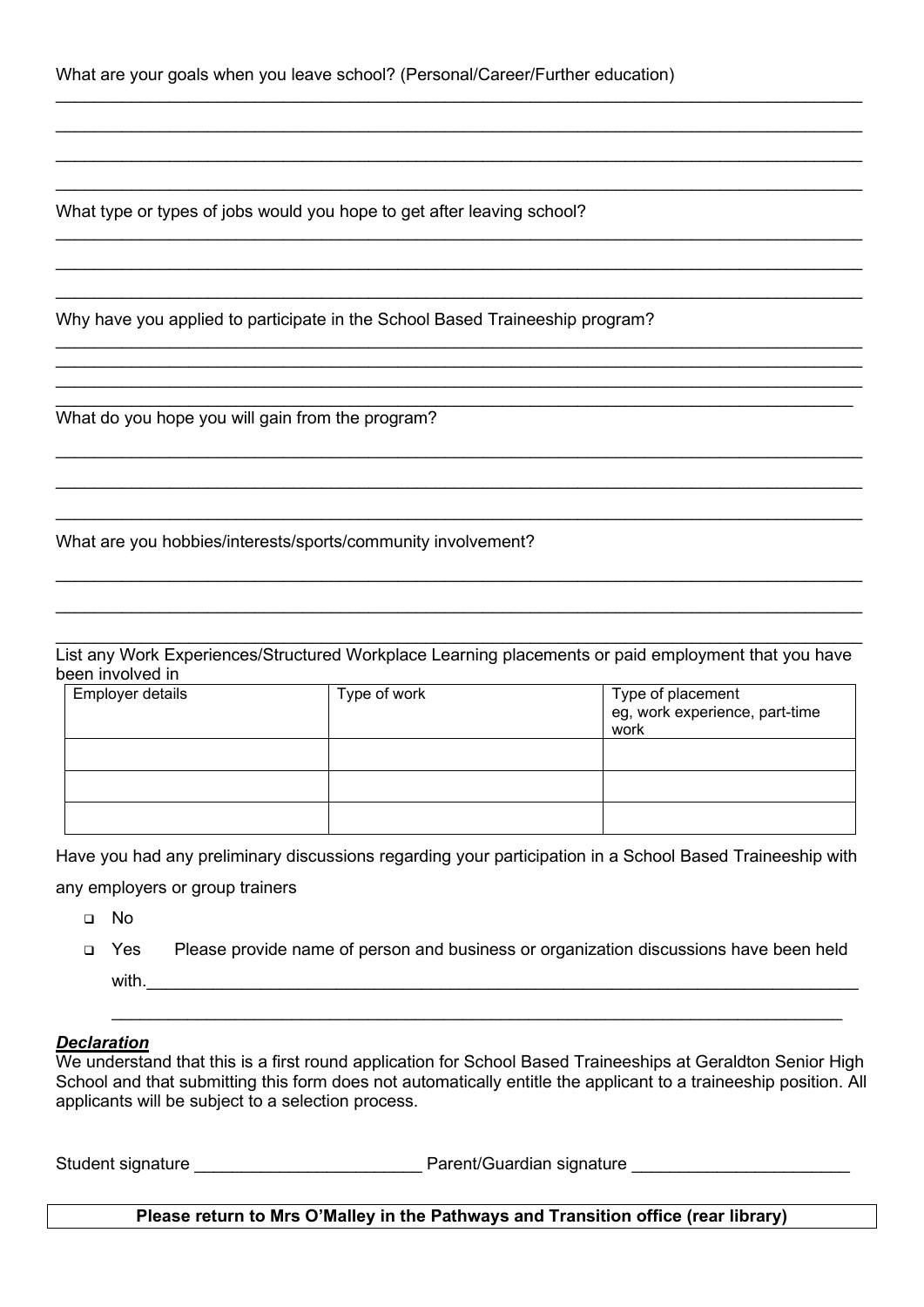What are your goals when you leave school? (Personal/Career/Further education)

______________________________________________________________________________________

______________________________________________________________________________________

______________________________________________________________________________________

______________________________________________________________________________________

What type or types of jobs would you hope to get after leaving school?

______________________________________________________________________________________

______________________________________________________________________________________

______________________________________________________________________________________

Why have you applied to participate in the School Based Traineeship program?

______________________________________________________________________________________

______________________________________________________________________________________

______________________________________________________________________________________

______________________________________________________________________________________

What do you hope you will gain from the program?

______________________________________________________________________________________

______________________________________________________________________________________

______________________________________________________________________________________

What are you hobbies/interests/sports/community involvement?

______________________________________________________________________________________

______________________________________________________________________________________

______________________________________________________________________________________

List any Work Experiences/Structured Workplace Learning placements or paid employment that you have been involved in

| Employer details | Type of work | Type of placement eg, work experience, part-time work |
|---|---|---|
| | | |
| | | |
| | | |

Have you had any preliminary discussions regarding your participation in a School Based Traineeship with any employers or group trainers

- ❑ No
- ❑ Yes Please provide name of person and business or organization discussions have been held with.______________________________________________________________________________

  ______________________________________________________________________________

***Declaration***

We understand that this is a first round application for School Based Traineeships at Geraldton Senior High School and that submitting this form does not automatically entitle the applicant to a traineeship position. All applicants will be subject to a selection process.

Student signature _______________________ Parent/Guardian signature _______________________

**Please return to Mrs O'Malley in the Pathways and Transition office (rear library)**